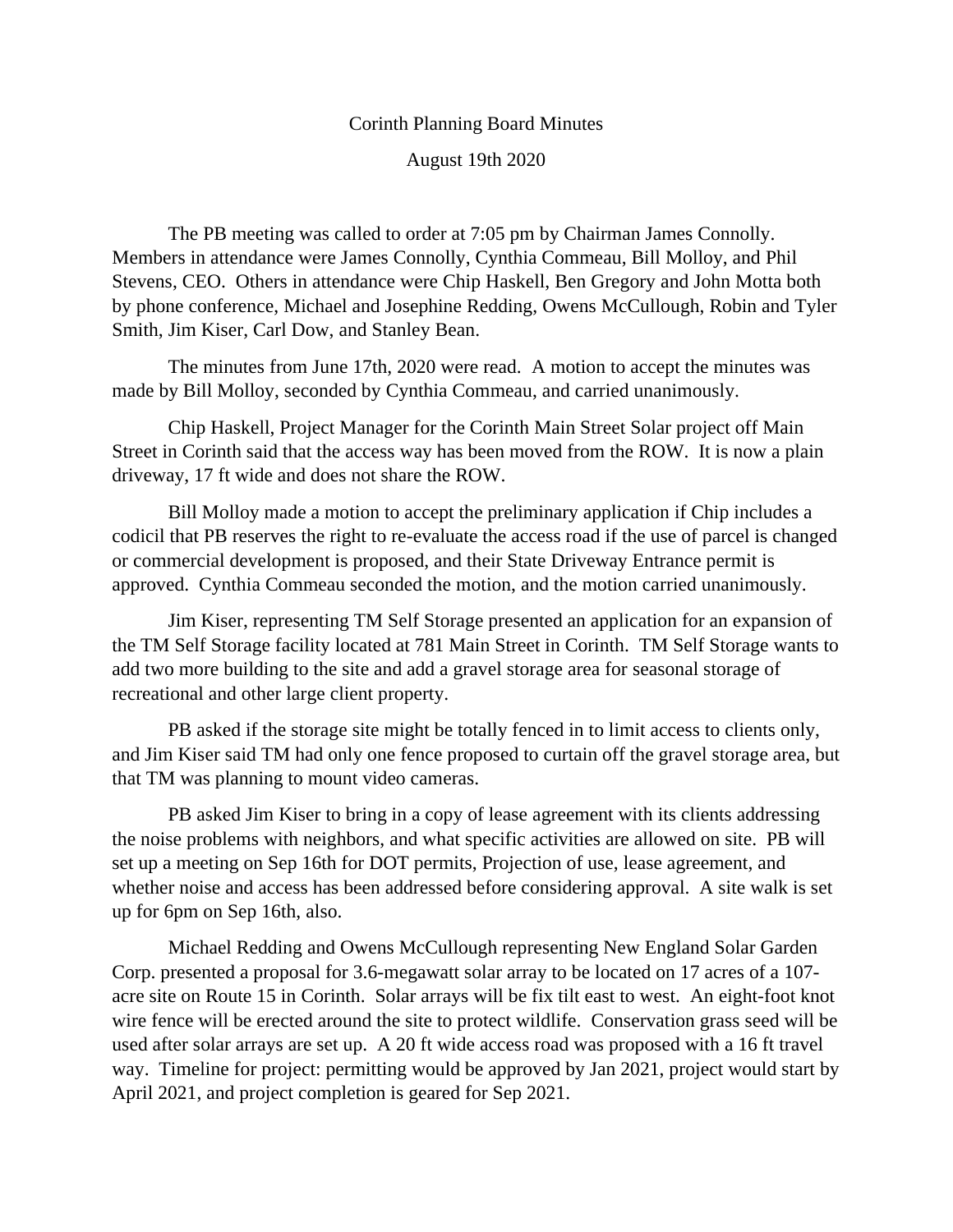# Corinth Planning Board Minutes

## August 19th 2020

The PB meeting was called to order at 7:05 pm by Chairman James Connolly. Members in attendance were James Connolly, Cynthia Commeau, Bill Molloy, and Phil Stevens, CEO. Others in attendance were Chip Haskell, Ben Gregory and John Motta both by phone conference, Michael and Josephine Redding, Owens McCullough, Robin and Tyler Smith, Jim Kiser, Carl Dow, and Stanley Bean.

The minutes from June 17th, 2020 were read. A motion to accept the minutes was made by Bill Molloy, seconded by Cynthia Commeau, and carried unanimously.

Chip Haskell, Project Manager for the Corinth Main Street Solar project off Main Street in Corinth said that the access way has been moved from the ROW. It is now a plain driveway, 17 ft wide and does not share the ROW.

Bill Molloy made a motion to accept the preliminary application if Chip includes a codicil that PB reserves the right to re-evaluate the access road if the use of parcel is changed or commercial development is proposed, and their State Driveway Entrance permit is approved. Cynthia Commeau seconded the motion, and the motion carried unanimously.

Jim Kiser, representing TM Self Storage presented an application for an expansion of the TM Self Storage facility located at 781 Main Street in Corinth. TM Self Storage wants to add two more building to the site and add a gravel storage area for seasonal storage of recreational and other large client property.

PB asked if the storage site might be totally fenced in to limit access to clients only, and Jim Kiser said TM had only one fence proposed to curtain off the gravel storage area, but that TM was planning to mount video cameras.

PB asked Jim Kiser to bring in a copy of lease agreement with its clients addressing the noise problems with neighbors, and what specific activities are allowed on site. PB will set up a meeting on Sep 16th for DOT permits, Projection of use, lease agreement, and whether noise and access has been addressed before considering approval. A site walk is set up for 6pm on Sep 16th, also.

Michael Redding and Owens McCullough representing New England Solar Garden Corp. presented a proposal for 3.6-megawatt solar array to be located on 17 acres of a 107-acre site on Route 15 in Corinth. Solar arrays will be fix tilt east to west. An eight-foot knot wire fence will be erected around the site to protect wildlife. Conservation grass seed will be used after solar arrays are set up. A 20 ft wide access road was proposed with a 16 ft travel way. Timeline for project: permitting would be approved by Jan 2021, project would start by April 2021, and project completion is geared for Sep 2021.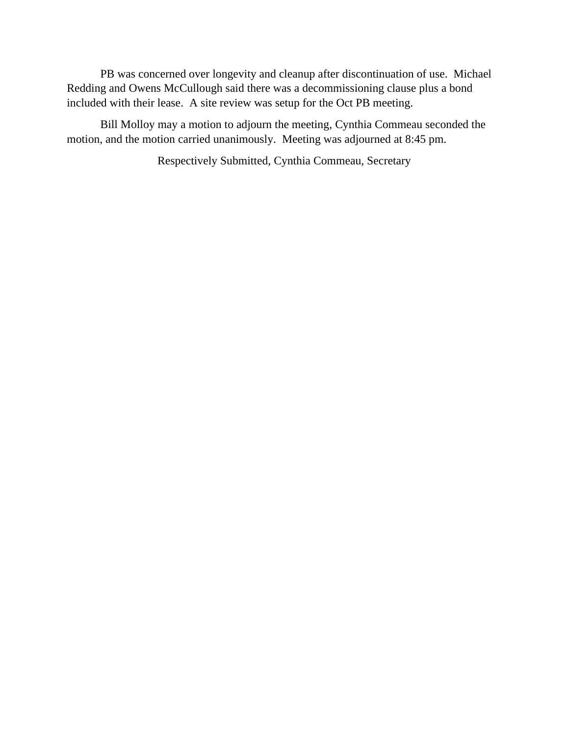PB was concerned over longevity and cleanup after discontinuation of use. Michael Redding and Owens McCullough said there was a decommissioning clause plus a bond included with their lease. A site review was setup for the Oct PB meeting.

Bill Molloy may a motion to adjourn the meeting, Cynthia Commeau seconded the motion, and the motion carried unanimously. Meeting was adjourned at 8:45 pm.

Respectively Submitted, Cynthia Commeau, Secretary